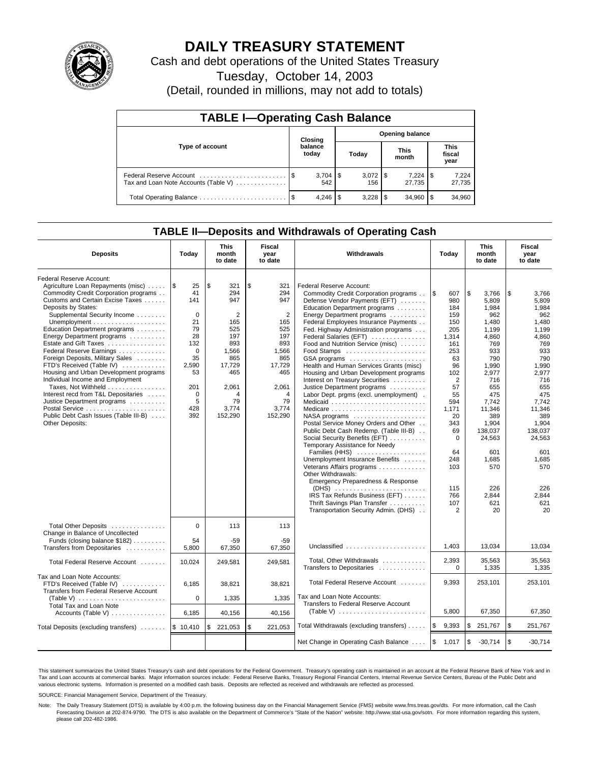# DAILY TREASURY STATEMENT

Cash and debt operations of the United States Treasury

Tuesday, October 14, 2003

(Detail, rounded in millions, may not add to totals)

## TABLE I—Operating Cash Balance

| Type of account | Closing balance today | Opening balance Today | Opening balance This month | Opening balance This fiscal year |
|---|---|---|---|---|
| Federal Reserve Account | $ 3,704 | $ 3,072 | $ 7,224 | $ 7,224 |
| Tax and Loan Note Accounts (Table V) | 542 | 156 | 27,735 | 27,735 |
| Total Operating Balance | $ 4,246 | $ 3,228 | $ 34,960 | $ 34,960 |

## TABLE II—Deposits and Withdrawals of Operating Cash

| Deposits | Today | This month to date | Fiscal year to date |
|---|---|---|---|
| Federal Reserve Account: | | | |
| Agriculture Loan Repayments (misc) | $ 25 | $ 321 | $ 321 |
| Commodity Credit Corporation programs | 41 | 294 | 294 |
| Customs and Certain Excise Taxes | 141 | 947 | 947 |
| Deposits by States: | | | |
| Supplemental Security Income | 0 | 2 | 2 |
| Unemployment | 21 | 165 | 165 |
| Education Department programs | 79 | 525 | 525 |
| Energy Department programs | 28 | 197 | 197 |
| Estate and Gift Taxes | 132 | 893 | 893 |
| Federal Reserve Earnings | 0 | 1,566 | 1,566 |
| Foreign Deposits, Military Sales | 35 | 865 | 865 |
| FTD's Received (Table IV) | 2,590 | 17,729 | 17,729 |
| Housing and Urban Development programs | 53 | 465 | 465 |
| Individual Income and Employment Taxes, Not Withheld | 201 | 2,061 | 2,061 |
| Interest recd from T&L Depositaries | 0 | 4 | 4 |
| Justice Department programs | 5 | 79 | 79 |
| Postal Service | 428 | 3,774 | 3,774 |
| Public Debt Cash Issues (Table III-B) | 392 | 152,290 | 152,290 |
| Other Deposits: | | | |
| Total Other Deposits | 0 | 113 | 113 |
| Change in Balance of Uncollected Funds (closing balance $182) | 54 | -59 | -59 |
| Transfers from Depositaries | 5,800 | 67,350 | 67,350 |
| Total Federal Reserve Account | 10,024 | 249,581 | 249,581 |
| Tax and Loan Note Accounts: | | | |
| FTD's Received (Table IV) | 6,185 | 38,821 | 38,821 |
| Transfers from Federal Reserve Account (Table V) | 0 | 1,335 | 1,335 |
| Total Tax and Loan Note Accounts (Table V) | 6,185 | 40,156 | 40,156 |
| Total Deposits (excluding transfers) | $ 10,410 | $ 221,053 | $ 221,053 |

| Withdrawals | Today | This month to date | Fiscal year to date |
|---|---|---|---|
| Federal Reserve Account: | | | |
| Commodity Credit Corporation programs | $ 607 | $ 3,766 | $ 3,766 |
| Defense Vendor Payments (EFT) | 980 | 5,809 | 5,809 |
| Education Department programs | 184 | 1,984 | 1,984 |
| Energy Department programs | 159 | 962 | 962 |
| Federal Employees Insurance Payments | 150 | 1,480 | 1,480 |
| Fed. Highway Administration programs | 205 | 1,199 | 1,199 |
| Federal Salaries (EFT) | 1,314 | 4,860 | 4,860 |
| Food and Nutrition Service (misc) | 161 | 769 | 769 |
| Food Stamps | 253 | 933 | 933 |
| GSA programs | 63 | 790 | 790 |
| Health and Human Services Grants (misc) | 96 | 1,990 | 1,990 |
| Housing and Urban Development programs | 102 | 2,977 | 2,977 |
| Interest on Treasury Securities | 2 | 716 | 716 |
| Justice Department programs | 57 | 655 | 655 |
| Labor Dept. prgms (excl. unemployment) | 55 | 475 | 475 |
| Medicaid | 594 | 7,742 | 7,742 |
| Medicare | 1,171 | 11,346 | 11,346 |
| NASA programs | 20 | 389 | 389 |
| Postal Service Money Orders and Other | 343 | 1,904 | 1,904 |
| Public Debt Cash Redemp. (Table III-B) | 69 | 138,037 | 138,037 |
| Social Security Benefits (EFT) | 0 | 24,563 | 24,563 |
| Temporary Assistance for Needy Families (HHS) | 64 | 601 | 601 |
| Unemployment Insurance Benefits | 248 | 1,685 | 1,685 |
| Veterans Affairs programs | 103 | 570 | 570 |
| Other Withdrawals: | | | |
| Emergency Preparedness & Response (DHS) | 115 | 226 | 226 |
| IRS Tax Refunds Business (EFT) | 766 | 2,844 | 2,844 |
| Thrift Savings Plan Transfer | 107 | 621 | 621 |
| Transportation Security Admin. (DHS) | 2 | 20 | 20 |
| Unclassified | 1,403 | 13,034 | 13,034 |
| Total, Other Withdrawals | 2,393 | 35,563 | 35,563 |
| Transfers to Depositaries | 0 | 1,335 | 1,335 |
| Total Federal Reserve Account | 9,393 | 253,101 | 253,101 |
| Tax and Loan Note Accounts: | | | |
| Transfers to Federal Reserve Account (Table V) | 5,800 | 67,350 | 67,350 |
| Total Withdrawals (excluding transfers) | $ 9,393 | $ 251,767 | $ 251,767 |
| Net Change in Operating Cash Balance | $ 1,017 | $ -30,714 | $ -30,714 |

This statement summarizes the United States Treasury's cash and debt operations for the Federal Government. Treasury's operating cash is maintained in an account at the Federal Reserve Bank of New York and in Tax and Loan accounts at commercial banks. Major information sources include: Federal Reserve Banks, Treasury Regional Financial Centers, Internal Revenue Service Centers, Bureau of the Public Debt and various electronic systems. Information is presented on a modified cash basis. Deposits are reflected as received and withdrawals are reflected as processed.

SOURCE: Financial Management Service, Department of the Treasury.

Note: The Daily Treasury Statement (DTS) is available by 4:00 p.m. the following business day on the Financial Management Service (FMS) website www.fms.treas.gov/dts. For more information, call the Cash Forecasting Division at 202-874-9790. The DTS is also available on the Department of Commerce's "State of the Nation" website: http://www.stat-usa.gov/sotn. For more information regarding this system, please call 202-482-1986.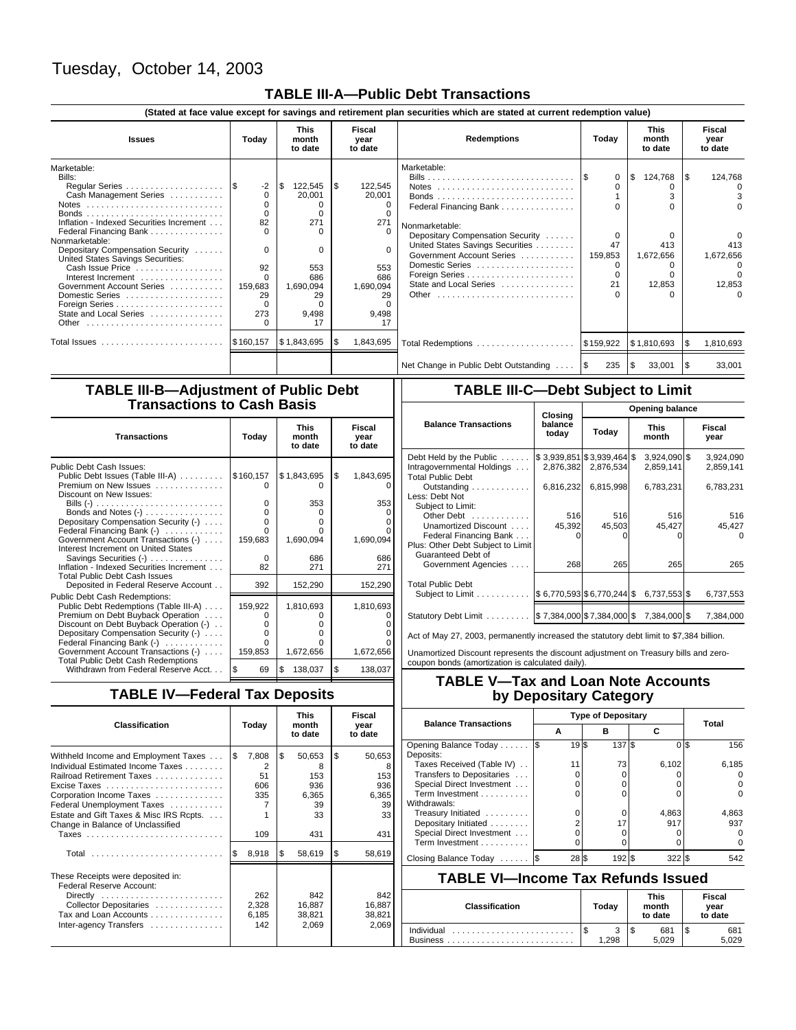Tuesday, October 14, 2003

## TABLE III-A—Public Debt Transactions

(Stated at face value except for savings and retirement plan securities which are stated at current redemption value)

| Issues | Today | This month to date | Fiscal year to date |
|---|---|---|---|
| Marketable: | | | |
| Bills: | | | |
| Regular Series | $ -2 | $ 122,545 | $ 122,545 |
| Cash Management Series | 0 | 20,001 | 20,001 |
| Notes | 0 | 0 | 0 |
| Bonds | 0 | 0 | 0 |
| Inflation - Indexed Securities Increment | 82 | 271 | 271 |
| Federal Financing Bank | 0 | 0 | 0 |
| Nonmarketable: | | | |
| Depositary Compensation Security | 0 | 0 | 0 |
| United States Savings Securities: | | | |
| Cash Issue Price | 92 | 553 | 553 |
| Interest Increment | 0 | 686 | 686 |
| Government Account Series | 159,683 | 1,690,094 | 1,690,094 |
| Domestic Series | 29 | 29 | 29 |
| Foreign Series | 0 | 0 | 0 |
| State and Local Series | 273 | 9,498 | 9,498 |
| Other | 0 | 17 | 17 |
| Total Issues | $160,157 | $1,843,695 | $ 1,843,695 |

| Redemptions | Today | This month to date | Fiscal year to date |
|---|---|---|---|
| Marketable: | | | |
| Bills | $ 0 | $ 124,768 | $ 124,768 |
| Notes | 0 | 0 | 0 |
| Bonds | 1 | 3 | 3 |
| Federal Financing Bank | 0 | 0 | 0 |
| Nonmarketable: | | | |
| Depositary Compensation Security | 0 | 0 | 0 |
| United States Savings Securities | 47 | 413 | 413 |
| Government Account Series | 159,853 | 1,672,656 | 1,672,656 |
| Domestic Series | 0 | 0 | 0 |
| Foreign Series | 0 | 0 | 0 |
| State and Local Series | 21 | 12,853 | 12,853 |
| Other | 0 | 0 | 0 |
| Total Redemptions | $159,922 | $1,810,693 | $ 1,810,693 |
| Net Change in Public Debt Outstanding | $ 235 | $ 33,001 | $ 33,001 |

## TABLE III-B—Adjustment of Public Debt Transactions to Cash Basis

| Transactions | Today | This month to date | Fiscal year to date |
|---|---|---|---|
| Public Debt Cash Issues: | | | |
| Public Debt Issues (Table III-A) | $160,157 | $1,843,695 | $ 1,843,695 |
| Premium on New Issues | 0 | 0 | 0 |
| Discount on New Issues: | | | |
| Bills (-) | 0 | 353 | 353 |
| Bonds and Notes (-) | 0 | 0 | 0 |
| Depositary Compensation Security (-) | 0 | 0 | 0 |
| Federal Financing Bank (-) | 0 | 0 | 0 |
| Government Account Transactions (-) | 159,683 | 1,690,094 | 1,690,094 |
| Interest Increment on United States Savings Securities (-) | 0 | 686 | 686 |
| Inflation - Indexed Securities Increment | 82 | 271 | 271 |
| Total Public Debt Cash Issues Deposited in Federal Reserve Account | 392 | 152,290 | 152,290 |
| Public Debt Cash Redemptions: | | | |
| Public Debt Redemptions (Table III-A) | 159,922 | 1,810,693 | 1,810,693 |
| Premium on Debt Buyback Operation | 0 | 0 | 0 |
| Discount on Debt Buyback Operation (-) | 0 | 0 | 0 |
| Depositary Compensation Security (-) | 0 | 0 | 0 |
| Federal Financing Bank (-) | 0 | 0 | 0 |
| Government Account Transactions (-) | 159,853 | 1,672,656 | 1,672,656 |
| Total Public Debt Cash Redemptions Withdrawn from Federal Reserve Acct. | $ 69 | $ 138,037 | $ 138,037 |

## TABLE III-C—Debt Subject to Limit

| Balance Transactions | Closing balance today | Opening balance Today | Opening balance This month | Opening balance Fiscal year |
|---|---|---|---|---|
| Debt Held by the Public | $ 3,939,851 | $ 3,939,464 | $ 3,924,090 | $ 3,924,090 |
| Intragovernmental Holdings | 2,876,382 | 2,876,534 | 2,859,141 | 2,859,141 |
| Total Public Debt Outstanding | 6,816,232 | 6,815,998 | 6,783,231 | 6,783,231 |
| Less: Debt Not Subject to Limit: | | | | |
| Other Debt | 516 | 516 | 516 | 516 |
| Unamortized Discount | 45,392 | 45,503 | 45,427 | 45,427 |
| Federal Financing Bank | 0 | 0 | 0 | 0 |
| Plus: Other Debt Subject to Limit Guaranteed Debt of Government Agencies | 268 | 265 | 265 | 265 |
| Total Public Debt Subject to Limit | $ 6,770,593 | $ 6,770,244 | $ 6,737,553 | $ 6,737,553 |
| Statutory Debt Limit | $ 7,384,000 | $ 7,384,000 | $ 7,384,000 | $ 7,384,000 |

Act of May 27, 2003, permanently increased the statutory debt limit to $7,384 billion.

Unamortized Discount represents the discount adjustment on Treasury bills and zero-coupon bonds (amortization is calculated daily).

## TABLE IV—Federal Tax Deposits

| Classification | Today | This month to date | Fiscal year to date |
|---|---|---|---|
| Withheld Income and Employment Taxes | $ 7,808 | $ 50,653 | $ 50,653 |
| Individual Estimated Income Taxes | 2 | 8 | 8 |
| Railroad Retirement Taxes | 51 | 153 | 153 |
| Excise Taxes | 606 | 936 | 936 |
| Corporation Income Taxes | 335 | 6,365 | 6,365 |
| Federal Unemployment Taxes | 7 | 39 | 39 |
| Estate and Gift Taxes & Misc IRS Rcpts. | 1 | 33 | 33 |
| Change in Balance of Unclassified Taxes | 109 | 431 | 431 |
| Total | $ 8,918 | $ 58,619 | $ 58,619 |
| These Receipts were deposited in: | | | |
| Federal Reserve Account: | | | |
| Directly | 262 | 842 | 842 |
| Collector Depositaries | 2,328 | 16,887 | 16,887 |
| Tax and Loan Accounts | 6,185 | 38,821 | 38,821 |
| Inter-agency Transfers | 142 | 2,069 | 2,069 |

## TABLE V—Tax and Loan Note Accounts by Depositary Category

| Balance Transactions | Type of Depositary A | B | C | Total |
|---|---|---|---|---|
| Opening Balance Today | $ 19 | $ 137 | $ 0 | $ 156 |
| Deposits: | | | | |
| Taxes Received (Table IV) | 11 | 73 | 6,102 | 6,185 |
| Transfers to Depositaries | 0 | 0 | 0 | 0 |
| Special Direct Investment | 0 | 0 | 0 | 0 |
| Term Investment | 0 | 0 | 0 | 0 |
| Withdrawals: | | | | |
| Treasury Initiated | 0 | 0 | 4,863 | 4,863 |
| Depositary Initiated | 2 | 17 | 917 | 937 |
| Special Direct Investment | 0 | 0 | 0 | 0 |
| Term Investment | 0 | 0 | 0 | 0 |
| Closing Balance Today | $ 28 | $ 192 | $ 322 | $ 542 |

## TABLE VI—Income Tax Refunds Issued

| Classification | Today | This month to date | Fiscal year to date |
|---|---|---|---|
| Individual | $ 3 | $ 681 | $ 681 |
| Business | 1,298 | 5,029 | 5,029 |